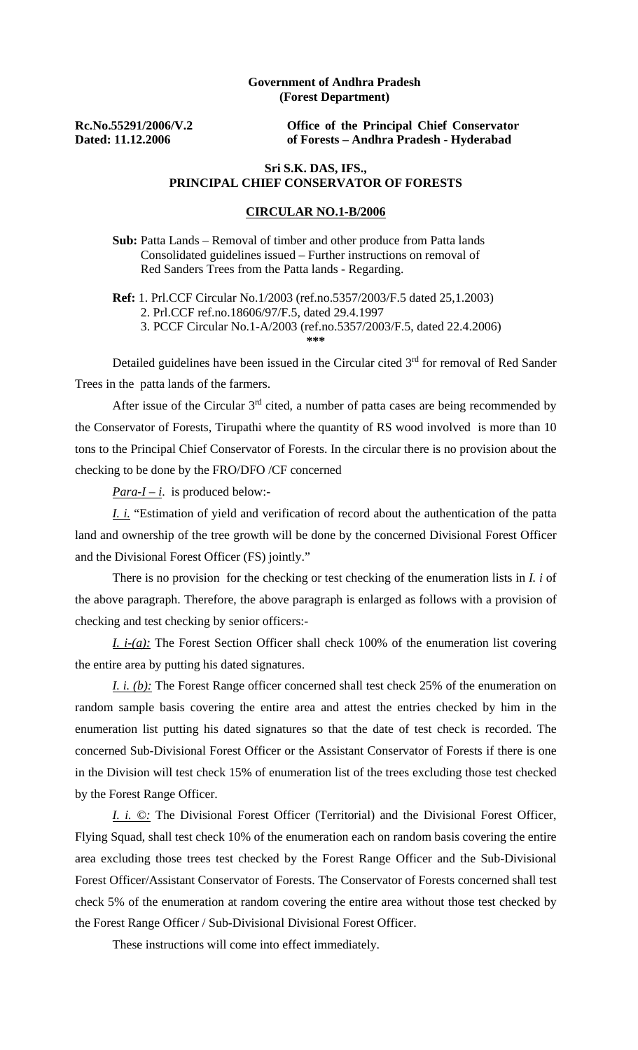**Government of Andhra Pradesh**
**(Forest Department)**

**Rc.No.55291/2006/V.2** **Office of the Principal Chief Conservator**
**Dated: 11.12.2006** **of Forests – Andhra Pradesh - Hyderabad**

**Sri S.K. DAS, IFS.,**
**PRINCIPAL CHIEF CONSERVATOR OF FORESTS**

**CIRCULAR NO.1-B/2006**

**Sub:** Patta Lands – Removal of timber and other produce from Patta lands Consolidated guidelines issued – Further instructions on removal of Red Sanders Trees from the Patta lands - Regarding.

**Ref:** 1. Prl.CCF Circular No.1/2003 (ref.no.5357/2003/F.5 dated 25,1.2003)
2. Prl.CCF ref.no.18606/97/F.5, dated 29.4.1997
3. PCCF Circular No.1-A/2003 (ref.no.5357/2003/F.5, dated 22.4.2006)

\*\*\*

Detailed guidelines have been issued in the Circular cited 3rd for removal of Red Sander Trees in the patta lands of the farmers.

After issue of the Circular 3rd cited, a number of patta cases are being recommended by the Conservator of Forests, Tirupathi where the quantity of RS wood involved is more than 10 tons to the Principal Chief Conservator of Forests. In the circular there is no provision about the checking to be done by the FRO/DFO /CF concerned

*Para-I – i.* is produced below:-

*I. i.* "Estimation of yield and verification of record about the authentication of the patta land and ownership of the tree growth will be done by the concerned Divisional Forest Officer and the Divisional Forest Officer (FS) jointly."

There is no provision for the checking or test checking of the enumeration lists in *I. i* of the above paragraph. Therefore, the above paragraph is enlarged as follows with a provision of checking and test checking by senior officers:-

*I. i-(a):* The Forest Section Officer shall check 100% of the enumeration list covering the entire area by putting his dated signatures.

*I. i. (b):* The Forest Range officer concerned shall test check 25% of the enumeration on random sample basis covering the entire area and attest the entries checked by him in the enumeration list putting his dated signatures so that the date of test check is recorded. The concerned Sub-Divisional Forest Officer or the Assistant Conservator of Forests if there is one in the Division will test check 15% of enumeration list of the trees excluding those test checked by the Forest Range Officer.

*I. i. ©:* The Divisional Forest Officer (Territorial) and the Divisional Forest Officer, Flying Squad, shall test check 10% of the enumeration each on random basis covering the entire area excluding those trees test checked by the Forest Range Officer and the Sub-Divisional Forest Officer/Assistant Conservator of Forests. The Conservator of Forests concerned shall test check 5% of the enumeration at random covering the entire area without those test checked by the Forest Range Officer / Sub-Divisional Divisional Forest Officer.

These instructions will come into effect immediately.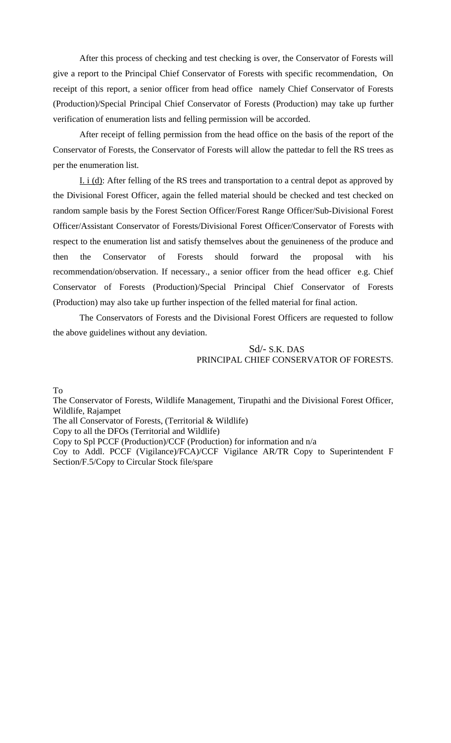After this process of checking and test checking is over, the Conservator of Forests will give a report to the Principal Chief Conservator of Forests with specific recommendation, On receipt of this report, a senior officer from head office namely Chief Conservator of Forests (Production)/Special Principal Chief Conservator of Forests (Production) may take up further verification of enumeration lists and felling permission will be accorded.

After receipt of felling permission from the head office on the basis of the report of the Conservator of Forests, the Conservator of Forests will allow the pattedar to fell the RS trees as per the enumeration list.

<u>I. i (d)</u>: After felling of the RS trees and transportation to a central depot as approved by the Divisional Forest Officer, again the felled material should be checked and test checked on random sample basis by the Forest Section Officer/Forest Range Officer/Sub-Divisional Forest Officer/Assistant Conservator of Forests/Divisional Forest Officer/Conservator of Forests with respect to the enumeration list and satisfy themselves about the genuineness of the produce and then the Conservator of Forests should forward the proposal with his recommendation/observation. If necessary., a senior officer from the head officer e.g. Chief Conservator of Forests (Production)/Special Principal Chief Conservator of Forests (Production) may also take up further inspection of the felled material for final action.

The Conservators of Forests and the Divisional Forest Officers are requested to follow the above guidelines without any deviation.

Sd/- S.K. DAS
PRINCIPAL CHIEF CONSERVATOR OF FORESTS.

To

The Conservator of Forests, Wildlife Management, Tirupathi and the Divisional Forest Officer, Wildlife, Rajampet

The all Conservator of Forests, (Territorial & Wildlife)

Copy to all the DFOs (Territorial and Wildlife)

Copy to Spl PCCF (Production)/CCF (Production) for information and n/a

Coy to Addl. PCCF (Vigilance)/FCA)/CCF Vigilance AR/TR Copy to Superintendent F Section/F.5/Copy to Circular Stock file/spare